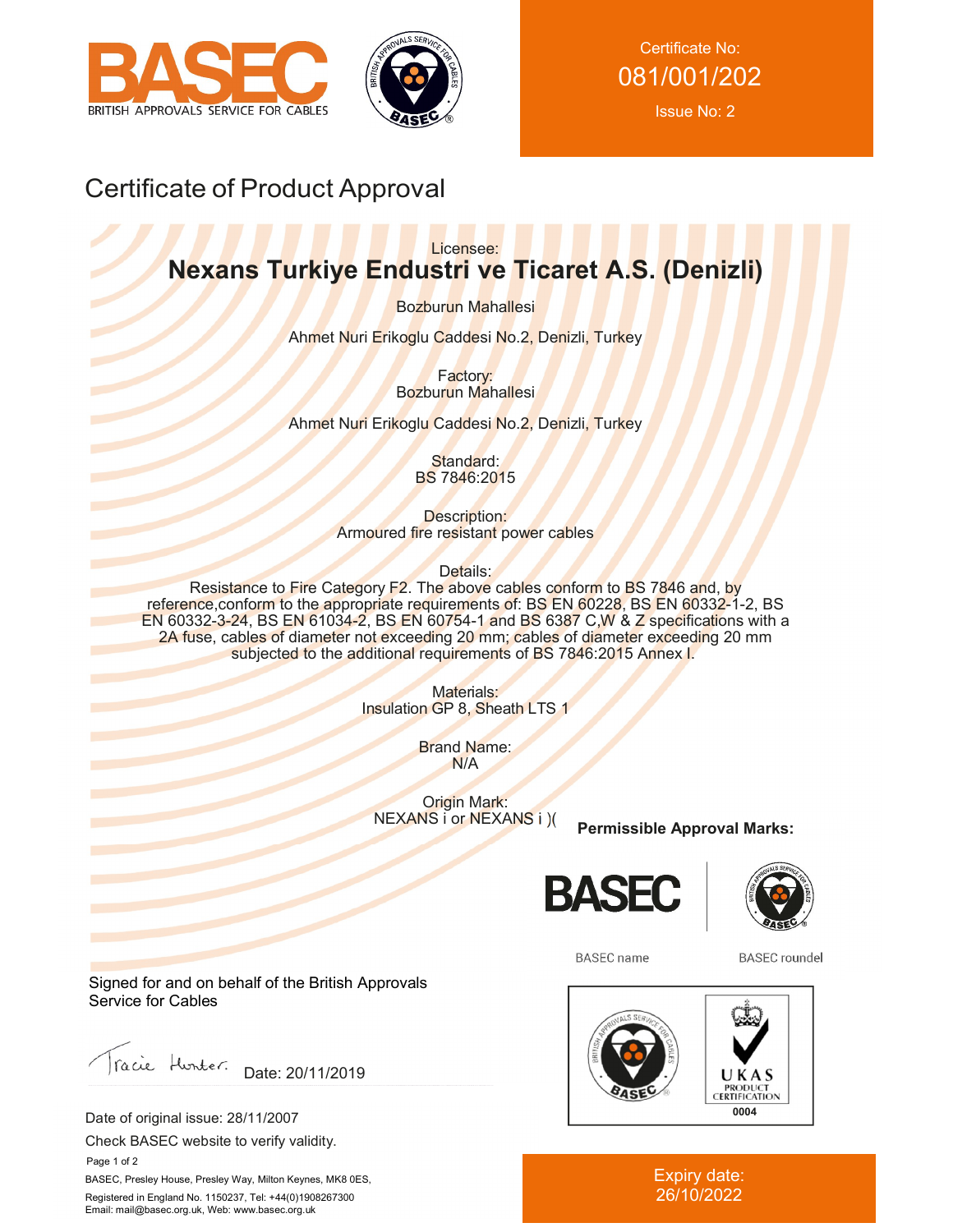BASEC
BRITISH APPROVALS SERVICE FOR CABLES

Certificate No:
081/001/202
Issue No: 2

# Certificate of Product Approval

Licensee:

**Nexans Turkiye Endustri ve Ticaret A.S. (Denizli)**

Bozburun Mahallesi

Ahmet Nuri Erikoglu Caddesi No.2, Denizli, Turkey

Factory:
Bozburun Mahallesi

Ahmet Nuri Erikoglu Caddesi No.2, Denizli, Turkey

Standard:
BS 7846:2015

Description:
Armoured fire resistant power cables

Details:
Resistance to Fire Category F2. The above cables conform to BS 7846 and, by reference,conform to the appropriate requirements of: BS EN 60228, BS EN 60332-1-2, BS EN 60332-3-24, BS EN 61034-2, BS EN 60754-1 and BS 6387 C,W & Z specifications with a 2A fuse, cables of diameter not exceeding 20 mm; cables of diameter exceeding 20 mm subjected to the additional requirements of BS 7846:2015 Annex I.

Materials:
Insulation GP 8, Sheath LTS 1

Brand Name:
N/A

Origin Mark:
NEXANS i or NEXANS i )(

**Permissible Approval Marks:**

BASEC name    BASEC roundel

UKAS PRODUCT CERTIFICATION 0004

Signed for and on behalf of the British Approvals Service for Cables

Date: 20/11/2019

Date of original issue: 28/11/2007

Check BASEC website to verify validity.

BASEC, Presley House, Presley Way, Milton Keynes, MK8 0ES,

Registered in England No. 1150237, Tel: +44(0)1908267300
Email: mail@basec.org.uk, Web: www.basec.org.uk

Expiry date:
26/10/2022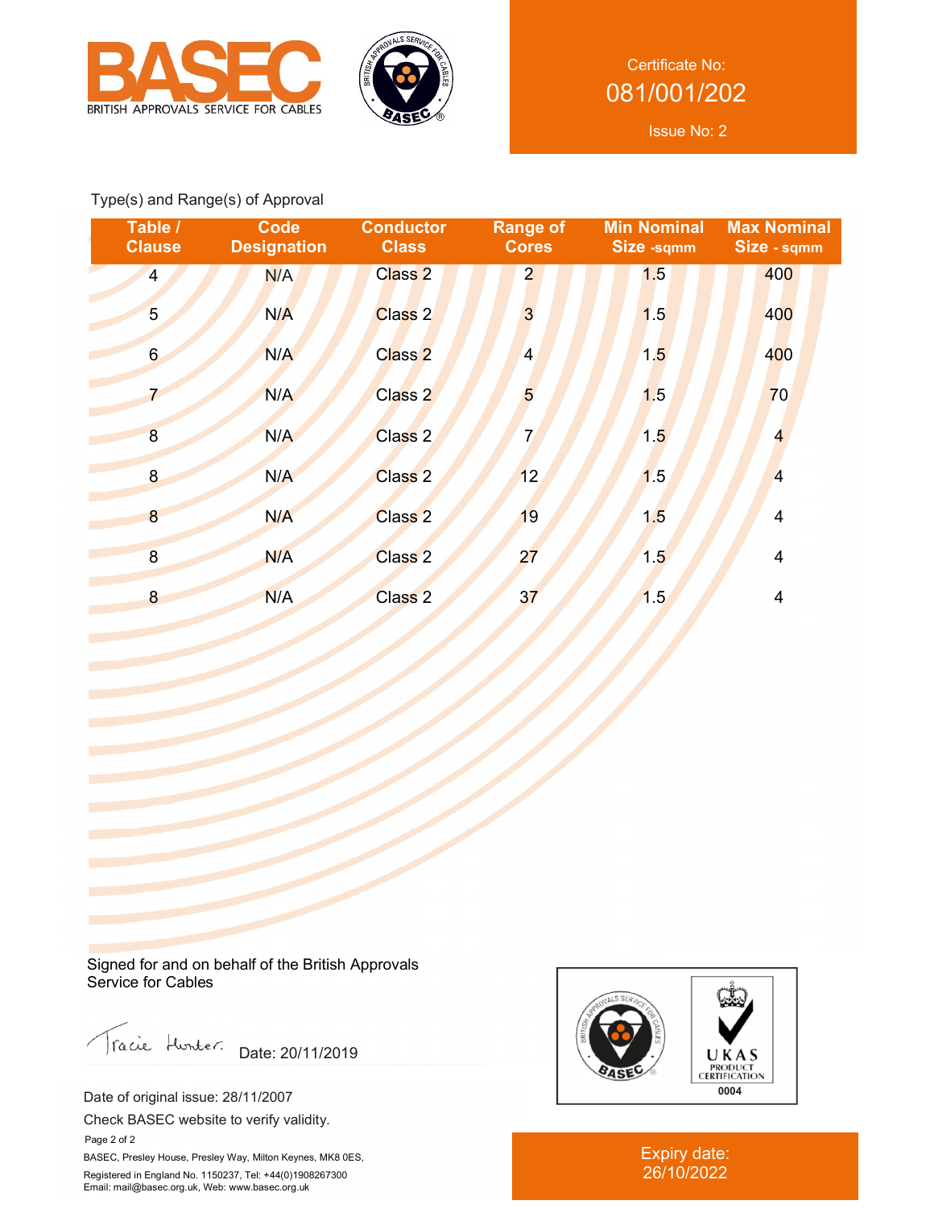BASEC
BRITISH APPROVALS SERVICE FOR CABLES

Certificate No:
081/001/202

Issue No: 2

Type(s) and Range(s) of Approval

| Table / Clause | Code Designation | Conductor Class | Range of Cores | Min Nominal Size -sqmm | Max Nominal Size - sqmm |
|---|---|---|---|---|---|
| 4 | N/A | Class 2 | 2 | 1.5 | 400 |
| 5 | N/A | Class 2 | 3 | 1.5 | 400 |
| 6 | N/A | Class 2 | 4 | 1.5 | 400 |
| 7 | N/A | Class 2 | 5 | 1.5 | 70 |
| 8 | N/A | Class 2 | 7 | 1.5 | 4 |
| 8 | N/A | Class 2 | 12 | 1.5 | 4 |
| 8 | N/A | Class 2 | 19 | 1.5 | 4 |
| 8 | N/A | Class 2 | 27 | 1.5 | 4 |
| 8 | N/A | Class 2 | 37 | 1.5 | 4 |

Signed for and on behalf of the British Approvals Service for Cables

Tracie Hunter. Date: 20/11/2019

Date of original issue: 28/11/2007

Check BASEC website to verify validity.

BASEC, Presley House, Presley Way, Milton Keynes, MK8 0ES,

Registered in England No. 1150237, Tel: +44(0)1908267300

Email: mail@basec.org.uk, Web: www.basec.org.uk

UKAS PRODUCT CERTIFICATION 0004

Expiry date:
26/10/2022